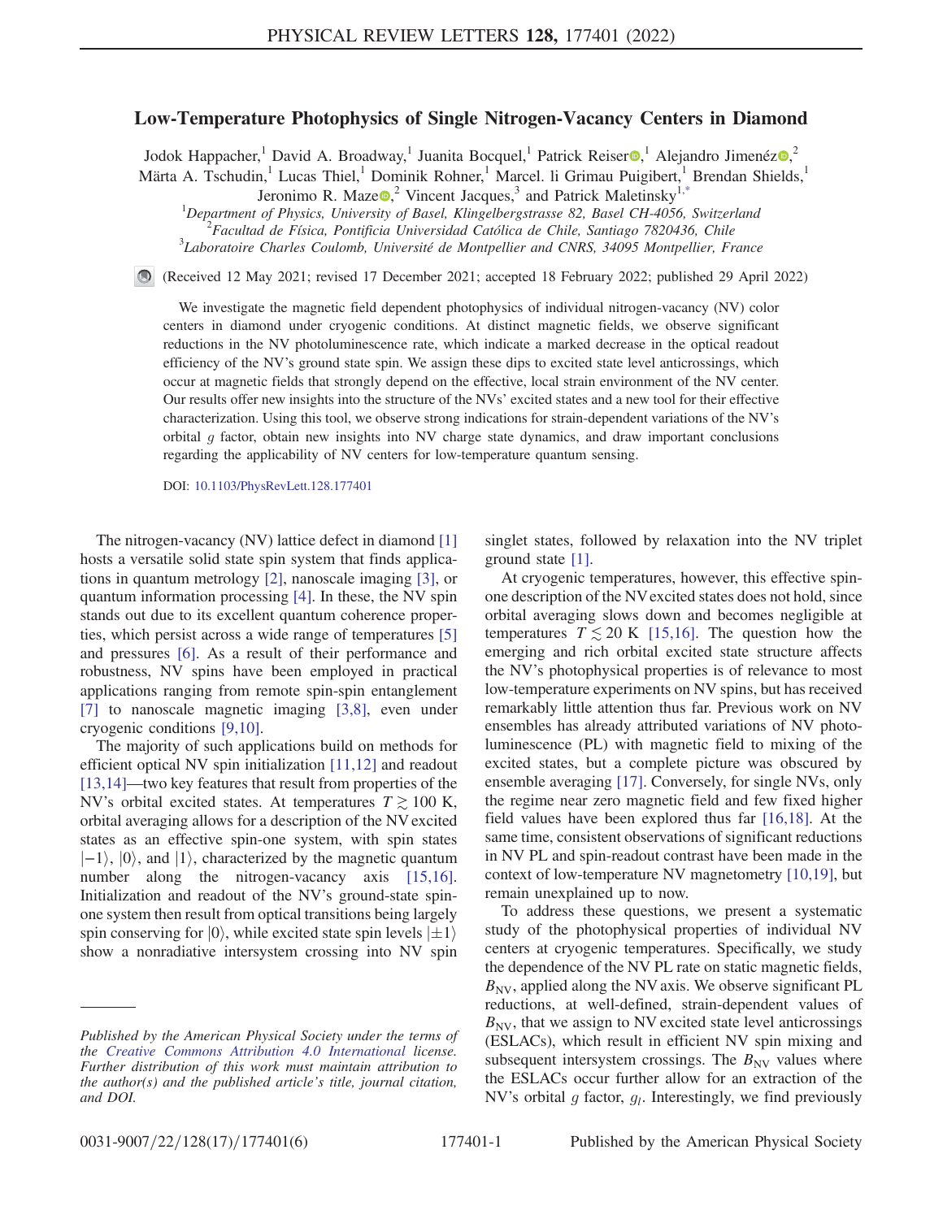# Low-Temperature Photophysics of Single Nitrogen-Vacancy Centers in Diamond

Jodok Happacher,[1] David A. Broadway,[1] Juanita Bocquel,[1] Patrick Reiser,[1] Alejandro Jimenéz,[2] Märta A. Tschudin,[1] Lucas Thiel,[1] Dominik Rohner,[1] Marcel. li Grimau Puigibert,[1] Brendan Shields,[1] Jeronimo R. Maze,[2] Vincent Jacques,[3] and Patrick Maletinsky[1,*]

[1]*Department of Physics, University of Basel, Klingelbergstrasse 82, Basel CH-4056, Switzerland*
[2]*Facultad de Física, Pontificia Universidad Católica de Chile, Santiago 7820436, Chile*
[3]*Laboratoire Charles Coulomb, Université de Montpellier and CNRS, 34095 Montpellier, France*

(Received 12 May 2021; revised 17 December 2021; accepted 18 February 2022; published 29 April 2022)

We investigate the magnetic field dependent photophysics of individual nitrogen-vacancy (NV) color centers in diamond under cryogenic conditions. At distinct magnetic fields, we observe significant reductions in the NV photoluminescence rate, which indicate a marked decrease in the optical readout efficiency of the NV's ground state spin. We assign these dips to excited state level anticrossings, which occur at magnetic fields that strongly depend on the effective, local strain environment of the NV center. Our results offer new insights into the structure of the NVs' excited states and a new tool for their effective characterization. Using this tool, we observe strong indications for strain-dependent variations of the NV's orbital $g$ factor, obtain new insights into NV charge state dynamics, and draw important conclusions regarding the applicability of NV centers for low-temperature quantum sensing.

DOI: 10.1103/PhysRevLett.128.177401

The nitrogen-vacancy (NV) lattice defect in diamond [1] hosts a versatile solid state spin system that finds applications in quantum metrology [2], nanoscale imaging [3], or quantum information processing [4]. In these, the NV spin stands out due to its excellent quantum coherence properties, which persist across a wide range of temperatures [5] and pressures [6]. As a result of their performance and robustness, NV spins have been employed in practical applications ranging from remote spin-spin entanglement [7] to nanoscale magnetic imaging [3,8], even under cryogenic conditions [9,10].

The majority of such applications build on methods for efficient optical NV spin initialization [11,12] and readout [13,14]—two key features that result from properties of the NV's orbital excited states. At temperatures $T \gtrsim 100$ K, orbital averaging allows for a description of the NV excited states as an effective spin-one system, with spin states $|-1\rangle$, $|0\rangle$, and $|1\rangle$, characterized by the magnetic quantum number along the nitrogen-vacancy axis [15,16]. Initialization and readout of the NV's ground-state spin-one system then result from optical transitions being largely spin conserving for $|0\rangle$, while excited state spin levels $|\pm 1\rangle$ show a nonradiative intersystem crossing into NV spin singlet states, followed by relaxation into the NV triplet ground state [1].

At cryogenic temperatures, however, this effective spin-one description of the NV excited states does not hold, since orbital averaging slows down and becomes negligible at temperatures $T \lesssim 20$ K [15,16]. The question how the emerging and rich orbital excited state structure affects the NV's photophysical properties is of relevance to most low-temperature experiments on NV spins, but has received remarkably little attention thus far. Previous work on NV ensembles has already attributed variations of NV photoluminescence (PL) with magnetic field to mixing of the excited states, but a complete picture was obscured by ensemble averaging [17]. Conversely, for single NVs, only the regime near zero magnetic field and few fixed higher field values have been explored thus far [16,18]. At the same time, consistent observations of significant reductions in NV PL and spin-readout contrast have been made in the context of low-temperature NV magnetometry [10,19], but remain unexplained up to now.

To address these questions, we present a systematic study of the photophysical properties of individual NV centers at cryogenic temperatures. Specifically, we study the dependence of the NV PL rate on static magnetic fields, $B_{\rm NV}$, applied along the NV axis. We observe significant PL reductions, at well-defined, strain-dependent values of $B_{\rm NV}$, that we assign to NV excited state level anticrossings (ESLACs), which result in efficient NV spin mixing and subsequent intersystem crossings. The $B_{\rm NV}$ values where the ESLACs occur further allow for an extraction of the NV's orbital $g$ factor, $g_l$. Interestingly, we find previously

*Published by the American Physical Society under the terms of the Creative Commons Attribution 4.0 International license. Further distribution of this work must maintain attribution to the author(s) and the published article's title, journal citation, and DOI.*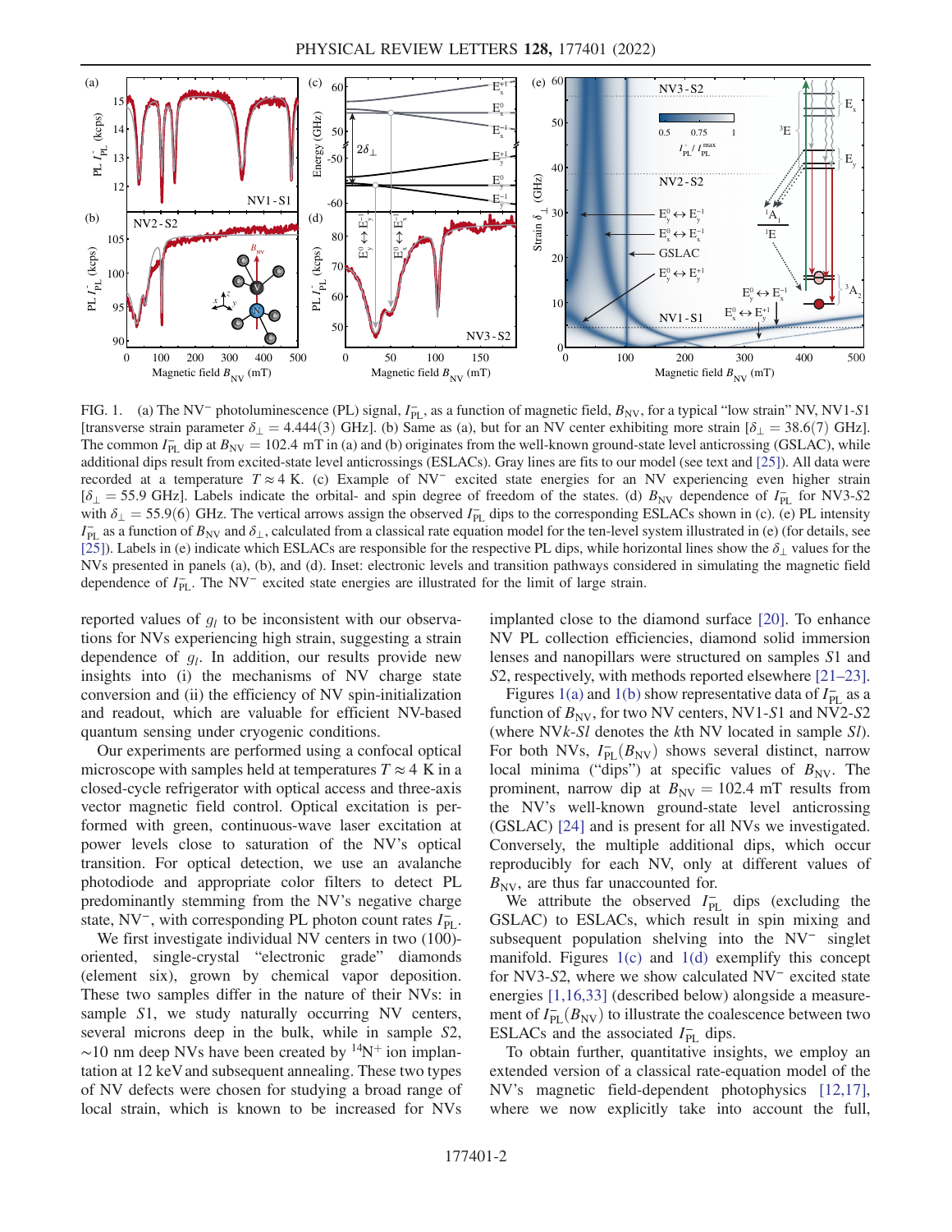FIG. 1. (a) The $NV^-$ photoluminescence (PL) signal, $I_{PL}^-$, as a function of magnetic field, $B_{NV}$, for a typical "low strain" NV, NV1-*S*1 [transverse strain parameter $\delta_\perp = 4.444(3)$ GHz]. (b) Same as (a), but for an NV center exhibiting more strain [$\delta_\perp = 38.6(7)$ GHz]. The common $I_{PL}^-$ dip at $B_{NV} = 102.4$ mT in (a) and (b) originates from the well-known ground-state level anticrossing (GSLAC), while additional dips result from excited-state level anticrossings (ESLACs). Gray lines are fits to our model (see text and [25]). All data were recorded at a temperature $T \approx 4$ K. (c) Example of $NV^-$ excited state energies for an NV experiencing even higher strain [$\delta_\perp = 55.9$ GHz]. Labels indicate the orbital- and spin degree of freedom of the states. (d) $B_{NV}$ dependence of $I_{PL}^-$ for NV3-*S*2 with $\delta_\perp = 55.9(6)$ GHz. The vertical arrows assign the observed $I_{PL}^-$ dips to the corresponding ESLACs shown in (c). (e) PL intensity $I_{PL}^-$ as a function of $B_{NV}$ and $\delta_\perp$, calculated from a classical rate equation model for the ten-level system illustrated in (e) (for details, see [25]). Labels in (e) indicate which ESLACs are responsible for the respective PL dips, while horizontal lines show the $\delta_\perp$ values for the NVs presented in panels (a), (b), and (d). Inset: electronic levels and transition pathways considered in simulating the magnetic field dependence of $I_{PL}^-$. The $NV^-$ excited state energies are illustrated for the limit of large strain.

reported values of $g_l$ to be inconsistent with our observations for NVs experiencing high strain, suggesting a strain dependence of $g_l$. In addition, our results provide new insights into (i) the mechanisms of NV charge state conversion and (ii) the efficiency of NV spin-initialization and readout, which are valuable for efficient NV-based quantum sensing under cryogenic conditions.

Our experiments are performed using a confocal optical microscope with samples held at temperatures $T \approx 4$ K in a closed-cycle refrigerator with optical access and three-axis vector magnetic field control. Optical excitation is performed with green, continuous-wave laser excitation at power levels close to saturation of the NV's optical transition. For optical detection, we use an avalanche photodiode and appropriate color filters to detect PL predominantly stemming from the NV's negative charge state, $NV^-$, with corresponding PL photon count rates $I_{PL}^-$.

We first investigate individual NV centers in two (100)-oriented, single-crystal "electronic grade" diamonds (element six), grown by chemical vapor deposition. These two samples differ in the nature of their NVs: in sample *S*1, we study naturally occurring NV centers, several microns deep in the bulk, while in sample *S*2, ~10 nm deep NVs have been created by $^{14}N^+$ ion implantation at 12 keV and subsequent annealing. These two types of NV defects were chosen for studying a broad range of local strain, which is known to be increased for NVs implanted close to the diamond surface [20]. To enhance NV PL collection efficiencies, diamond solid immersion lenses and nanopillars were structured on samples *S*1 and *S*2, respectively, with methods reported elsewhere [21–23].

Figures 1(a) and 1(b) show representative data of $I_{PL}^-$ as a function of $B_{NV}$, for two NV centers, NV1-*S*1 and NV2-*S*2 (where NV*k*-*Sl* denotes the *k*th NV located in sample *Sl*). For both NVs, $I_{PL}^-(B_{NV})$ shows several distinct, narrow local minima ("dips") at specific values of $B_{NV}$. The prominent, narrow dip at $B_{NV} = 102.4$ mT results from the NV's well-known ground-state level anticrossing (GSLAC) [24] and is present for all NVs we investigated. Conversely, the multiple additional dips, which occur reproducibly for each NV, only at different values of $B_{NV}$, are thus far unaccounted for.

We attribute the observed $I_{PL}^-$ dips (excluding the GSLAC) to ESLACs, which result in spin mixing and subsequent population shelving into the $NV^-$ singlet manifold. Figures 1(c) and 1(d) exemplify this concept for NV3-*S*2, where we show calculated $NV^-$ excited state energies [1,16,33] (described below) alongside a measurement of $I_{PL}^-(B_{NV})$ to illustrate the coalescence between two ESLACs and the associated $I_{PL}^-$ dips.

To obtain further, quantitative insights, we employ an extended version of a classical rate-equation model of the NV's magnetic field-dependent photophysics [12,17], where we now explicitly take into account the full,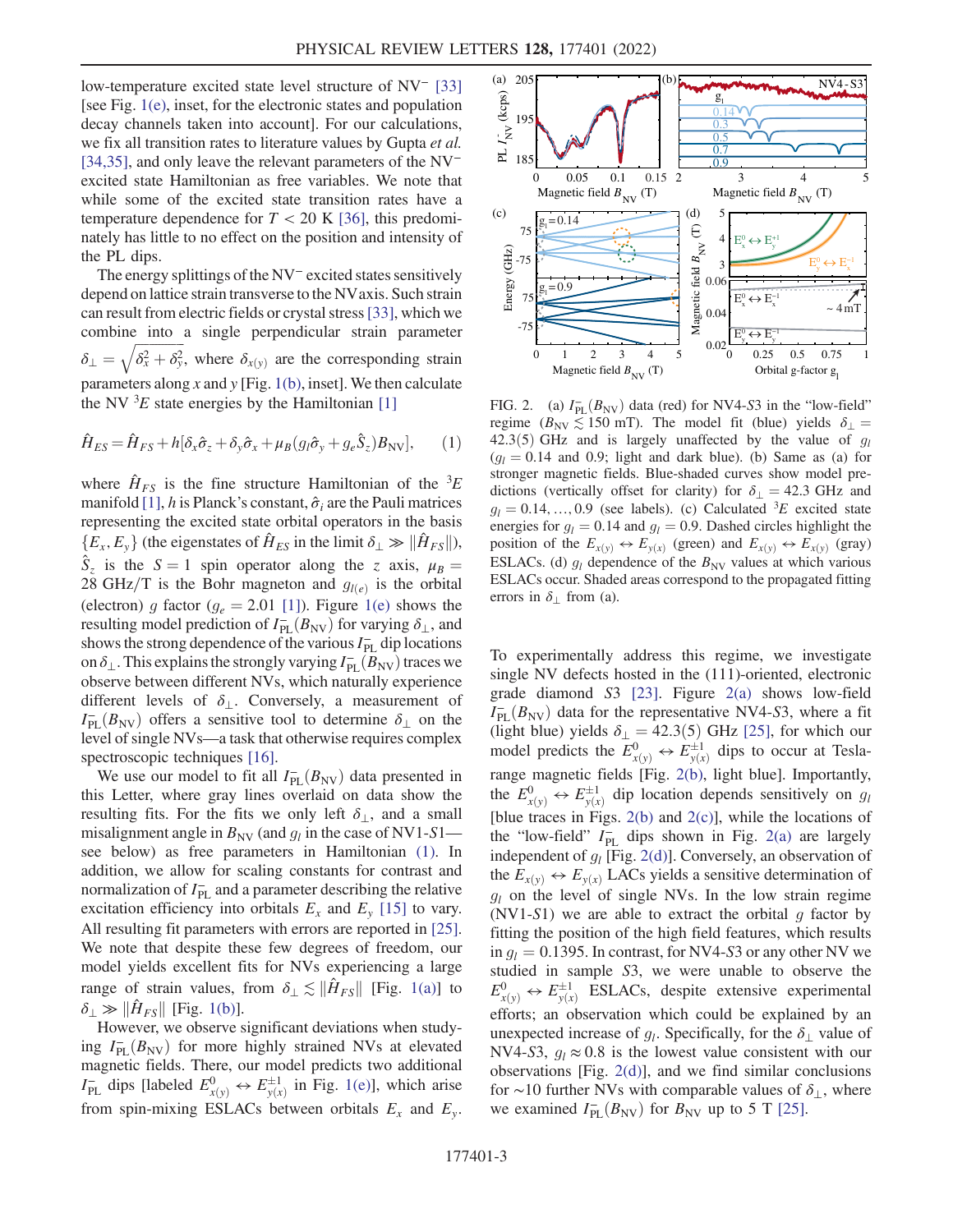low-temperature excited state level structure of NV$^-$ [33] [see Fig. 1(e), inset, for the electronic states and population decay channels taken into account]. For our calculations, we fix all transition rates to literature values by Gupta *et al.* [34,35], and only leave the relevant parameters of the NV$^-$ excited state Hamiltonian as free variables. We note that while some of the excited state transition rates have a temperature dependence for $T < 20$ K [36], this predominately has little to no effect on the position and intensity of the PL dips.

The energy splittings of the NV$^-$ excited states sensitively depend on lattice strain transverse to the NV axis. Such strain can result from electric fields or crystal stress [33], which we combine into a single perpendicular strain parameter $\delta_\perp = \sqrt{\delta_x^2 + \delta_y^2}$, where $\delta_{x(y)}$ are the corresponding strain parameters along $x$ and $y$ [Fig. 1(b), inset]. We then calculate the NV $^3E$ state energies by the Hamiltonian [1]

$$\hat{H}_{ES} = \hat{H}_{FS} + h[\delta_x \hat{\sigma}_z + \delta_y \hat{\sigma}_x + \mu_B (g_l \hat{\sigma}_y + g_e \hat{S}_z) B_{\mathrm{NV}}], \qquad (1)$$

where $\hat{H}_{FS}$ is the fine structure Hamiltonian of the $^3E$ manifold [1], $h$ is Planck's constant, $\hat{\sigma}_i$ are the Pauli matrices representing the excited state orbital operators in the basis $\{E_x, E_y\}$ (the eigenstates of $\hat{H}_{ES}$ in the limit $\delta_\perp \gg \|\hat{H}_{FS}\|$), $\hat{S}_z$ is the $S = 1$ spin operator along the $z$ axis, $\mu_B = 28$ GHz/T is the Bohr magneton and $g_{l(e)}$ is the orbital (electron) $g$ factor ($g_e = 2.01$ [1]). Figure 1(e) shows the resulting model prediction of $I_{\mathrm{PL}}^-(B_{\mathrm{NV}})$ for varying $\delta_\perp$, and shows the strong dependence of the various $I_{\mathrm{PL}}^-$ dip locations on $\delta_\perp$. This explains the strongly varying $I_{\mathrm{PL}}^-(B_{\mathrm{NV}})$ traces we observe between different NVs, which naturally experience different levels of $\delta_\perp$. Conversely, a measurement of $I_{\mathrm{PL}}^-(B_{\mathrm{NV}})$ offers a sensitive tool to determine $\delta_\perp$ on the level of single NVs—a task that otherwise requires complex spectroscopic techniques [16].

We use our model to fit all $I_{\mathrm{PL}}^-(B_{\mathrm{NV}})$ data presented in this Letter, where gray lines overlaid on data show the resulting fits. For the fits we only left $\delta_\perp$, and a small misalignment angle in $B_{\mathrm{NV}}$ (and $g_l$ in the case of NV1-*S*1—see below) as free parameters in Hamiltonian (1). In addition, we allow for scaling constants for contrast and normalization of $I_{\mathrm{PL}}^-$ and a parameter describing the relative excitation efficiency into orbitals $E_x$ and $E_y$ [15] to vary. All resulting fit parameters with errors are reported in [25]. We note that despite these few degrees of freedom, our model yields excellent fits for NVs experiencing a large range of strain values, from $\delta_\perp \lesssim \|\hat{H}_{FS}\|$ [Fig. 1(a)] to $\delta_\perp \gg \|\hat{H}_{FS}\|$ [Fig. 1(b)].

However, we observe significant deviations when studying $I_{\mathrm{PL}}^-(B_{\mathrm{NV}})$ for more highly strained NVs at elevated magnetic fields. There, our model predicts two additional $I_{\mathrm{PL}}^-$ dips [labeled $E_{x(y)}^0 \leftrightarrow E_{y(x)}^{\pm 1}$ in Fig. 1(e)], which arise from spin-mixing ESLACs between orbitals $E_x$ and $E_y$.

FIG. 2. (a) $I_{\mathrm{PL}}^-(B_{\mathrm{NV}})$ data (red) for NV4-*S*3 in the "low-field" regime ($B_{\mathrm{NV}} \lesssim 150$ mT). The model fit (blue) yields $\delta_\perp = 42.3(5)$ GHz and is largely unaffected by the value of $g_l$ ($g_l = 0.14$ and 0.9; light and dark blue). (b) Same as (a) for stronger magnetic fields. Blue-shaded curves show model predictions (vertically offset for clarity) for $\delta_\perp = 42.3$ GHz and $g_l = 0.14, \ldots, 0.9$ (see labels). (c) Calculated $^3E$ excited state energies for $g_l = 0.14$ and $g_l = 0.9$. Dashed circles highlight the position of the $E_{x(y)} \leftrightarrow E_{y(x)}$ (green) and $E_{x(y)} \leftrightarrow E_{x(y)}$ (gray) ESLACs. (d) $g_l$ dependence of the $B_{\mathrm{NV}}$ values at which various ESLACs occur. Shaded areas correspond to the propagated fitting errors in $\delta_\perp$ from (a).

To experimentally address this regime, we investigate single NV defects hosted in the (111)-oriented, electronic grade diamond *S*3 [23]. Figure 2(a) shows low-field $I_{\mathrm{PL}}^-(B_{\mathrm{NV}})$ data for the representative NV4-*S*3, where a fit (light blue) yields $\delta_\perp = 42.3(5)$ GHz [25], for which our model predicts the $E_{x(y)}^0 \leftrightarrow E_{y(x)}^{\pm 1}$ dips to occur at Tesla-range magnetic fields [Fig. 2(b), light blue]. Importantly, the $E_{x(y)}^0 \leftrightarrow E_{y(x)}^{\pm 1}$ dip location depends sensitively on $g_l$ [blue traces in Figs. 2(b) and 2(c)], while the locations of the "low-field" $I_{\mathrm{PL}}^-$ dips shown in Fig. 2(a) are largely independent of $g_l$ [Fig. 2(d)]. Conversely, an observation of the $E_{x(y)} \leftrightarrow E_{y(x)}$ LACs yields a sensitive determination of $g_l$ on the level of single NVs. In the low strain regime (NV1-*S*1) we are able to extract the orbital $g$ factor by fitting the position of the high field features, which results in $g_l = 0.1395$. In contrast, for NV4-*S*3 or any other NV we studied in sample *S*3, we were unable to observe the $E_{x(y)}^0 \leftrightarrow E_{y(x)}^{\pm 1}$ ESLACs, despite extensive experimental efforts; an observation which could be explained by an unexpected increase of $g_l$. Specifically, for the $\delta_\perp$ value of NV4-*S*3, $g_l \approx 0.8$ is the lowest value consistent with our observations [Fig. 2(d)], and we find similar conclusions for ~10 further NVs with comparable values of $\delta_\perp$, where we examined $I_{\mathrm{PL}}^-(B_{\mathrm{NV}})$ for $B_{\mathrm{NV}}$ up to 5 T [25].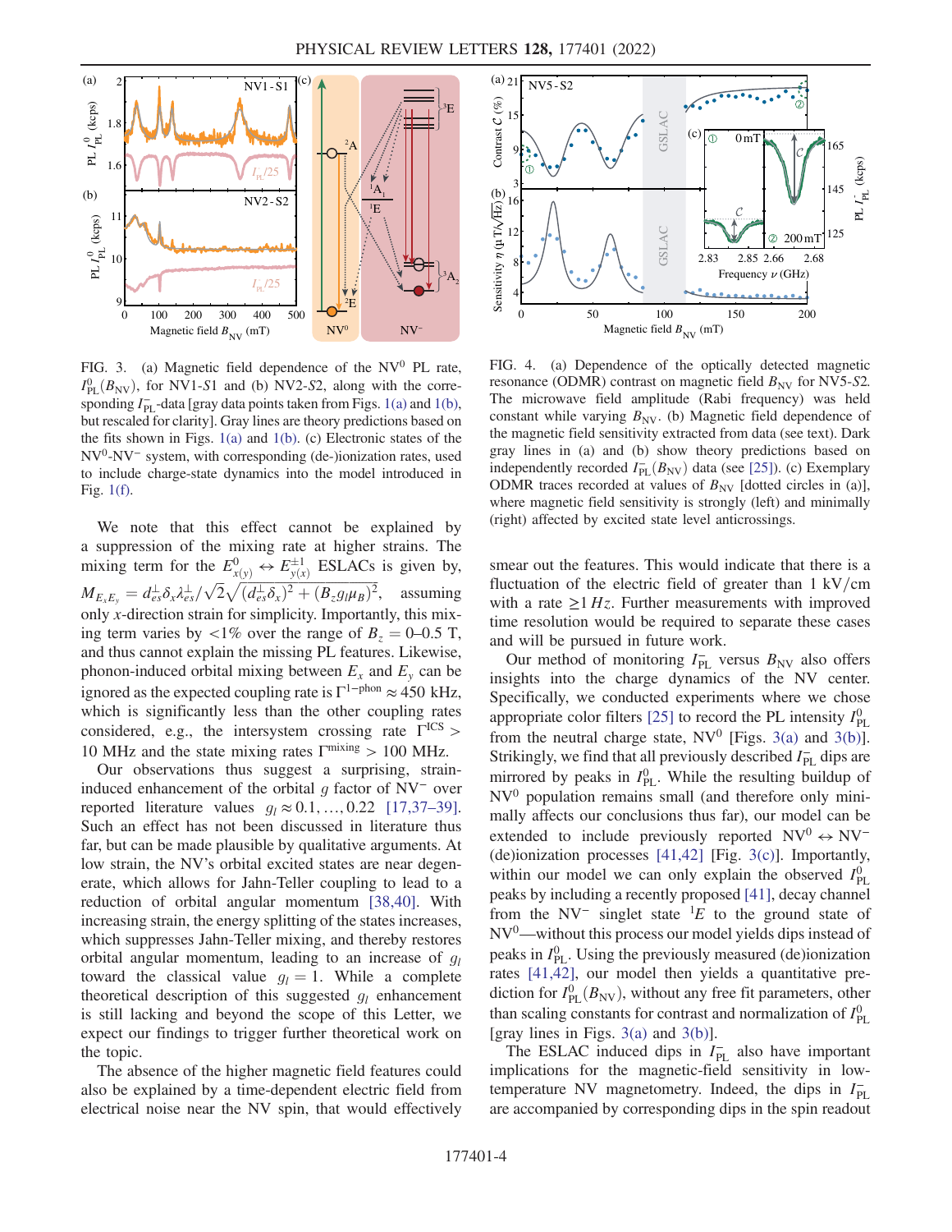FIG. 3. (a) Magnetic field dependence of the $\mathrm{NV}^0$ PL rate, $I_{\mathrm{PL}}^0(B_{\mathrm{NV}})$, for NV1-*S*1 and (b) NV2-*S*2, along with the corresponding $I_{\mathrm{PL}}^-$-data [gray data points taken from Figs. 1(a) and 1(b), but rescaled for clarity]. Gray lines are theory predictions based on the fits shown in Figs. 1(a) and 1(b). (c) Electronic states of the $\mathrm{NV}^0$-$\mathrm{NV}^-$ system, with corresponding (de-)ionization rates, used to include charge-state dynamics into the model introduced in Fig. 1(f).

We note that this effect cannot be explained by a suppression of the mixing rate at higher strains. The mixing term for the $E_{x(y)}^0 \leftrightarrow E_{y(x)}^{\pm 1}$ ESLACs is given by, $M_{E_x E_y} = d_{es}^{\perp}\delta_x \lambda_{es}^{\perp}/\sqrt{2}\sqrt{(d_{es}^{\perp}\delta_x)^2 + (B_z g_l \mu_B)^2}$, assuming only *x*-direction strain for simplicity. Importantly, this mixing term varies by <1% over the range of $B_z = 0$–$0.5$ T, and thus cannot explain the missing PL features. Likewise, phonon-induced orbital mixing between $E_x$ and $E_y$ can be ignored as the expected coupling rate is $\Gamma^{1-\mathrm{phon}} \approx 450$ kHz, which is significantly less than the other coupling rates considered, e.g., the intersystem crossing rate $\Gamma^{\mathrm{ICS}} >$ 10 MHz and the state mixing rates $\Gamma^{\mathrm{mixing}} > 100$ MHz.

Our observations thus suggest a surprising, strain-induced enhancement of the orbital *g* factor of $\mathrm{NV}^-$ over reported literature values $g_l \approx 0.1, \ldots, 0.22$ [17,37–39]. Such an effect has not been discussed in literature thus far, but can be made plausible by qualitative arguments. At low strain, the NV's orbital excited states are near degenerate, which allows for Jahn-Teller coupling to lead to a reduction of orbital angular momentum [38,40]. With increasing strain, the energy splitting of the states increases, which suppresses Jahn-Teller mixing, and thereby restores orbital angular momentum, leading to an increase of $g_l$ toward the classical value $g_l = 1$. While a complete theoretical description of this suggested $g_l$ enhancement is still lacking and beyond the scope of this Letter, we expect our findings to trigger further theoretical work on the topic.

The absence of the higher magnetic field features could also be explained by a time-dependent electric field from electrical noise near the NV spin, that would effectively smear out the features. This would indicate that there is a fluctuation of the electric field of greater than 1 kV/cm with a rate ≥1 *Hz*. Further measurements with improved time resolution would be required to separate these cases and will be pursued in future work.

FIG. 4. (a) Dependence of the optically detected magnetic resonance (ODMR) contrast on magnetic field $B_{\mathrm{NV}}$ for NV5-*S*2. The microwave field amplitude (Rabi frequency) was held constant while varying $B_{\mathrm{NV}}$. (b) Magnetic field dependence of the magnetic field sensitivity extracted from data (see text). Dark gray lines in (a) and (b) show theory predictions based on independently recorded $I_{\mathrm{PL}}^-(B_{\mathrm{NV}})$ data (see [25]). (c) Exemplary ODMR traces recorded at values of $B_{\mathrm{NV}}$ [dotted circles in (a)], where magnetic field sensitivity is strongly (left) and minimally (right) affected by excited state level anticrossings.

Our method of monitoring $I_{\mathrm{PL}}^-$ versus $B_{\mathrm{NV}}$ also offers insights into the charge dynamics of the NV center. Specifically, we conducted experiments where we chose appropriate color filters [25] to record the PL intensity $I_{\mathrm{PL}}^0$ from the neutral charge state, $\mathrm{NV}^0$ [Figs. 3(a) and 3(b)]. Strikingly, we find that all previously described $I_{\mathrm{PL}}^-$ dips are mirrored by peaks in $I_{\mathrm{PL}}^0$. While the resulting buildup of $\mathrm{NV}^0$ population remains small (and therefore only minimally affects our conclusions thus far), our model can be extended to include previously reported $\mathrm{NV}^0 \leftrightarrow \mathrm{NV}^-$ (de)ionization processes [41,42] [Fig. 3(c)]. Importantly, within our model we can only explain the observed $I_{\mathrm{PL}}^0$ peaks by including a recently proposed [41], decay channel from the $\mathrm{NV}^-$ singlet state $^1E$ to the ground state of $\mathrm{NV}^0$—without this process our model yields dips instead of peaks in $I_{\mathrm{PL}}^0$. Using the previously measured (de)ionization rates [41,42], our model then yields a quantitative prediction for $I_{\mathrm{PL}}^0(B_{\mathrm{NV}})$, without any free fit parameters, other than scaling constants for contrast and normalization of $I_{\mathrm{PL}}^0$ [gray lines in Figs. 3(a) and 3(b)].

The ESLAC induced dips in $I_{\mathrm{PL}}^-$ also have important implications for the magnetic-field sensitivity in low-temperature NV magnetometry. Indeed, the dips in $I_{\mathrm{PL}}^-$ are accompanied by corresponding dips in the spin readout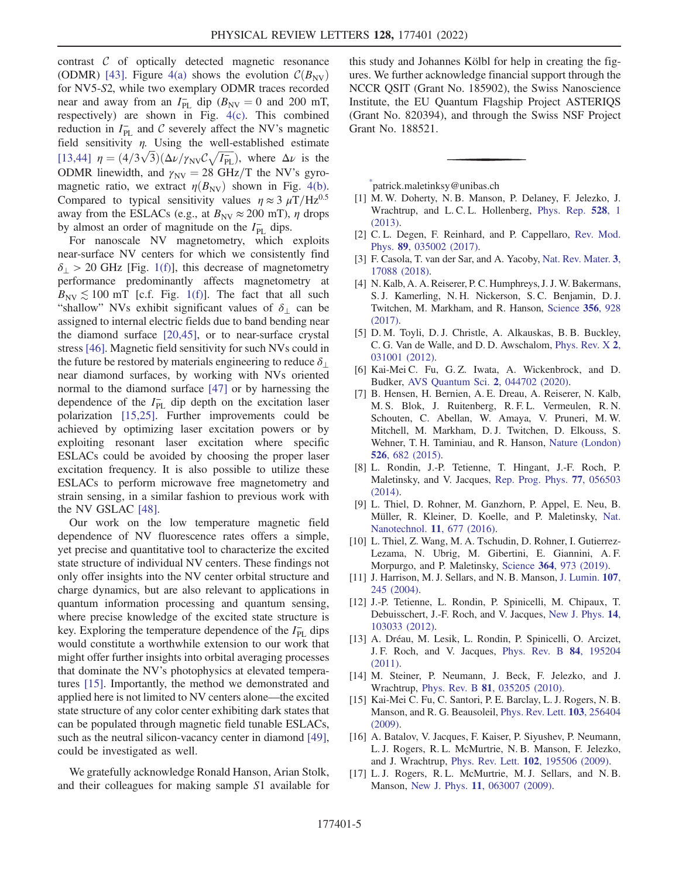contrast $\mathcal{C}$ of optically detected magnetic resonance (ODMR) [43]. Figure 4(a) shows the evolution $\mathcal{C}(B_{\mathrm{NV}})$ for NV5-*S*2, while two exemplary ODMR traces recorded near and away from an $I_{\mathrm{PL}}^{-}$ dip ($B_{\mathrm{NV}} = 0$ and 200 mT, respectively) are shown in Fig. 4(c). This combined reduction in $I_{\mathrm{PL}}^{-}$ and $\mathcal{C}$ severely affect the NV's magnetic field sensitivity $\eta$. Using the well-established estimate [13,44] $\eta = (4/3\sqrt{3})(\Delta\nu/\gamma_{\mathrm{NV}}\mathcal{C}\sqrt{I_{\mathrm{PL}}^{-}})$, where $\Delta\nu$ is the ODMR linewidth, and $\gamma_{\mathrm{NV}} = 28$ GHz/T the NV's gyromagnetic ratio, we extract $\eta(B_{\mathrm{NV}})$ shown in Fig. 4(b). Compared to typical sensitivity values $\eta \approx 3\ \mu\mathrm{T/Hz}^{0.5}$ away from the ESLACs (e.g., at $B_{\mathrm{NV}} \approx 200$ mT), $\eta$ drops by almost an order of magnitude on the $I_{\mathrm{PL}}^{-}$ dips.

For nanoscale NV magnetometry, which exploits near-surface NV centers for which we consistently find $\delta_{\perp} > 20$ GHz [Fig. 1(f)], this decrease of magnetometry performance predominantly affects magnetometry at $B_{\mathrm{NV}} \lesssim 100$ mT [c.f. Fig. 1(f)]. The fact that all such "shallow" NVs exhibit significant values of $\delta_{\perp}$ can be assigned to internal electric fields due to band bending near the diamond surface [20,45], or to near-surface crystal stress [46]. Magnetic field sensitivity for such NVs could in the future be restored by materials engineering to reduce $\delta_{\perp}$ near diamond surfaces, by working with NVs oriented normal to the diamond surface [47] or by harnessing the dependence of the $I_{\mathrm{PL}}^{-}$ dip depth on the excitation laser polarization [15,25]. Further improvements could be achieved by optimizing laser excitation powers or by exploiting resonant laser excitation where specific ESLACs could be avoided by choosing the proper laser excitation frequency. It is also possible to utilize these ESLACs to perform microwave free magnetometry and strain sensing, in a similar fashion to previous work with the NV GSLAC [48].

Our work on the low temperature magnetic field dependence of NV fluorescence rates offers a simple, yet precise and quantitative tool to characterize the excited state structure of individual NV centers. These findings not only offer insights into the NV center orbital structure and charge dynamics, but are also relevant to applications in quantum information processing and quantum sensing, where precise knowledge of the excited state structure is key. Exploring the temperature dependence of the $I_{\mathrm{PL}}^{-}$ dips would constitute a worthwhile extension to our work that might offer further insights into orbital averaging processes that dominate the NV's photophysics at elevated temperatures [15]. Importantly, the method we demonstrated and applied here is not limited to NV centers alone—the excited state structure of any color center exhibiting dark states that can be populated through magnetic field tunable ESLACs, such as the neutral silicon-vacancy center in diamond [49], could be investigated as well.

We gratefully acknowledge Ronald Hanson, Arian Stolk, and their colleagues for making sample *S*1 available for this study and Johannes Kölbl for help in creating the figures. We further acknowledge financial support through the NCCR QSIT (Grant No. 185902), the Swiss Nanoscience Institute, the EU Quantum Flagship Project ASTERIQS (Grant No. 820394), and through the Swiss NSF Project Grant No. 188521.

---

[*] patrick.maletinksy@unibas.ch

[1] M. W. Doherty, N. B. Manson, P. Delaney, F. Jelezko, J. Wrachtrup, and L. C. L. Hollenberg, Phys. Rep. **528**, 1 (2013).

[2] C. L. Degen, F. Reinhard, and P. Cappellaro, Rev. Mod. Phys. **89**, 035002 (2017).

[3] F. Casola, T. van der Sar, and A. Yacoby, Nat. Rev. Mater. **3**, 17088 (2018).

[4] N. Kalb, A. A. Reiserer, P. C. Humphreys, J. J. W. Bakermans, S. J. Kamerling, N. H. Nickerson, S. C. Benjamin, D. J. Twitchen, M. Markham, and R. Hanson, Science **356**, 928 (2017).

[5] D. M. Toyli, D. J. Christle, A. Alkauskas, B. B. Buckley, C. G. Van de Walle, and D. D. Awschalom, Phys. Rev. X **2**, 031001 (2012).

[6] Kai-Mei C. Fu, G. Z. Iwata, A. Wickenbrock, and D. Budker, AVS Quantum Sci. **2**, 044702 (2020).

[7] B. Hensen, H. Bernien, A. E. Dreau, A. Reiserer, N. Kalb, M. S. Blok, J. Ruitenberg, R. F. L. Vermeulen, R. N. Schouten, C. Abellan, W. Amaya, V. Pruneri, M. W. Mitchell, M. Markham, D. J. Twitchen, D. Elkouss, S. Wehner, T. H. Taminiau, and R. Hanson, Nature (London) **526**, 682 (2015).

[8] L. Rondin, J.-P. Tetienne, T. Hingant, J.-F. Roch, P. Maletinsky, and V. Jacques, Rep. Prog. Phys. **77**, 056503 (2014).

[9] L. Thiel, D. Rohner, M. Ganzhorn, P. Appel, E. Neu, B. Müller, R. Kleiner, D. Koelle, and P. Maletinsky, Nat. Nanotechnol. **11**, 677 (2016).

[10] L. Thiel, Z. Wang, M. A. Tschudin, D. Rohner, I. Gutierrez-Lezama, N. Ubrig, M. Gibertini, E. Giannini, A. F. Morpurgo, and P. Maletinsky, Science **364**, 973 (2019).

[11] J. Harrison, M. J. Sellars, and N. B. Manson, J. Lumin. **107**, 245 (2004).

[12] J.-P. Tetienne, L. Rondin, P. Spinicelli, M. Chipaux, T. Debuisschert, J.-F. Roch, and V. Jacques, New J. Phys. **14**, 103033 (2012).

[13] A. Dréau, M. Lesik, L. Rondin, P. Spinicelli, O. Arcizet, J. F. Roch, and V. Jacques, Phys. Rev. B **84**, 195204 (2011).

[14] M. Steiner, P. Neumann, J. Beck, F. Jelezko, and J. Wrachtrup, Phys. Rev. B **81**, 035205 (2010).

[15] Kai-Mei C. Fu, C. Santori, P. E. Barclay, L. J. Rogers, N. B. Manson, and R. G. Beausoleil, Phys. Rev. Lett. **103**, 256404 (2009).

[16] A. Batalov, V. Jacques, F. Kaiser, P. Siyushev, P. Neumann, L. J. Rogers, R. L. McMurtrie, N. B. Manson, F. Jelezko, and J. Wrachtrup, Phys. Rev. Lett. **102**, 195506 (2009).

[17] L. J. Rogers, R. L. McMurtrie, M. J. Sellars, and N. B. Manson, New J. Phys. **11**, 063007 (2009).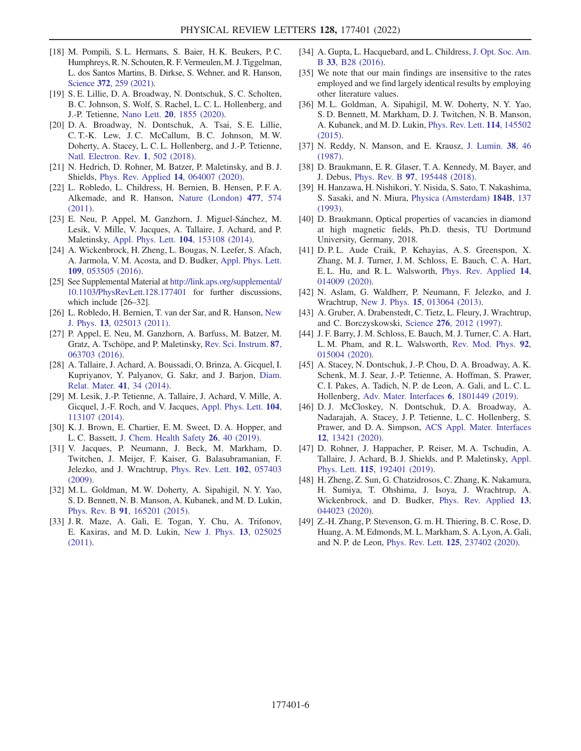[18] M. Pompili, S. L. Hermans, S. Baier, H. K. Beukers, P. C. Humphreys, R. N. Schouten, R. F. Vermeulen, M. J. Tiggelman, L. dos Santos Martins, B. Dirkse, S. Wehner, and R. Hanson, Science **372**, 259 (2021).

[19] S. E. Lillie, D. A. Broadway, N. Dontschuk, S. C. Scholten, B. C. Johnson, S. Wolf, S. Rachel, L. C. L. Hollenberg, and J.-P. Tetienne, Nano Lett. **20**, 1855 (2020).

[20] D. A. Broadway, N. Dontschuk, A. Tsai, S. E. Lillie, C. T.-K. Lew, J. C. McCallum, B. C. Johnson, M. W. Doherty, A. Stacey, L. C. L. Hollenberg, and J.-P. Tetienne, Natl. Electron. Rev. **1**, 502 (2018).

[21] N. Hedrich, D. Rohner, M. Batzer, P. Maletinsky, and B. J. Shields, Phys. Rev. Applied **14**, 064007 (2020).

[22] L. Robledo, L. Childress, H. Bernien, B. Hensen, P. F. A. Alkemade, and R. Hanson, Nature (London) **477**, 574 (2011).

[23] E. Neu, P. Appel, M. Ganzhorn, J. Miguel-Sánchez, M. Lesik, V. Mille, V. Jacques, A. Tallaire, J. Achard, and P. Maletinsky, Appl. Phys. Lett. **104**, 153108 (2014).

[24] A. Wickenbrock, H. Zheng, L. Bougas, N. Leefer, S. Afach, A. Jarmola, V. M. Acosta, and D. Budker, Appl. Phys. Lett. **109**, 053505 (2016).

[25] See Supplemental Material at http://link.aps.org/supplemental/10.1103/PhysRevLett.128.177401 for further discussions, which include [26–32].

[26] L. Robledo, H. Bernien, T. van der Sar, and R. Hanson, New J. Phys. **13**, 025013 (2011).

[27] P. Appel, E. Neu, M. Ganzhorn, A. Barfuss, M. Batzer, M. Gratz, A. Tschöpe, and P. Maletinsky, Rev. Sci. Instrum. **87**, 063703 (2016).

[28] A. Tallaire, J. Achard, A. Boussadi, O. Brinza, A. Gicquel, I. Kupriyanov, Y. Palyanov, G. Sakr, and J. Barjon, Diam. Relat. Mater. **41**, 34 (2014).

[29] M. Lesik, J.-P. Tetienne, A. Tallaire, J. Achard, V. Mille, A. Gicquel, J.-F. Roch, and V. Jacques, Appl. Phys. Lett. **104**, 113107 (2014).

[30] K. J. Brown, E. Chartier, E. M. Sweet, D. A. Hopper, and L. C. Bassett, J. Chem. Health Safety **26**, 40 (2019).

[31] V. Jacques, P. Neumann, J. Beck, M. Markham, D. Twitchen, J. Meijer, F. Kaiser, G. Balasubramanian, F. Jelezko, and J. Wrachtrup, Phys. Rev. Lett. **102**, 057403 (2009).

[32] M. L. Goldman, M. W. Doherty, A. Sipahigil, N. Y. Yao, S. D. Bennett, N. B. Manson, A. Kubanek, and M. D. Lukin, Phys. Rev. B **91**, 165201 (2015).

[33] J. R. Maze, A. Gali, E. Togan, Y. Chu, A. Trifonov, E. Kaxiras, and M. D. Lukin, New J. Phys. **13**, 025025 (2011).

[34] A. Gupta, L. Hacquebard, and L. Childress, J. Opt. Soc. Am. B **33**, B28 (2016).

[35] We note that our main findings are insensitive to the rates employed and we find largely identical results by employing other literature values.

[36] M. L. Goldman, A. Sipahigil, M. W. Doherty, N. Y. Yao, S. D. Bennett, M. Markham, D. J. Twitchen, N. B. Manson, A. Kubanek, and M. D. Lukin, Phys. Rev. Lett. **114**, 145502 (2015).

[37] N. Reddy, N. Manson, and E. Krausz, J. Lumin. **38**, 46 (1987).

[38] D. Braukmann, E. R. Glaser, T. A. Kennedy, M. Bayer, and J. Debus, Phys. Rev. B **97**, 195448 (2018).

[39] H. Hanzawa, H. Nishikori, Y. Nisida, S. Sato, T. Nakashima, S. Sasaki, and N. Miura, Physica (Amsterdam) **184B**, 137 (1993).

[40] D. Braukmann, Optical properties of vacancies in diamond at high magnetic fields, Ph.D. thesis, TU Dortmund University, Germany, 2018.

[41] D. P. L. Aude Craik, P. Kehayias, A. S. Greenspon, X. Zhang, M. J. Turner, J. M. Schloss, E. Bauch, C. A. Hart, E. L. Hu, and R. L. Walsworth, Phys. Rev. Applied **14**, 014009 (2020).

[42] N. Aslam, G. Waldherr, P. Neumann, F. Jelezko, and J. Wrachtrup, New J. Phys. **15**, 013064 (2013).

[43] A. Gruber, A. Drabenstedt, C. Tietz, L. Fleury, J. Wrachtrup, and C. Borczyskowski, Science **276**, 2012 (1997).

[44] J. F. Barry, J. M. Schloss, E. Bauch, M. J. Turner, C. A. Hart, L. M. Pham, and R. L. Walsworth, Rev. Mod. Phys. **92**, 015004 (2020).

[45] A. Stacey, N. Dontschuk, J.-P. Chou, D. A. Broadway, A. K. Schenk, M. J. Sear, J.-P. Tetienne, A. Hoffman, S. Prawer, C. I. Pakes, A. Tadich, N. P. de Leon, A. Gali, and L. C. L. Hollenberg, Adv. Mater. Interfaces **6**, 1801449 (2019).

[46] D. J. McCloskey, N. Dontschuk, D. A. Broadway, A. Nadarajah, A. Stacey, J. P. Tetienne, L. C. Hollenberg, S. Prawer, and D. A. Simpson, ACS Appl. Mater. Interfaces **12**, 13421 (2020).

[47] D. Rohner, J. Happacher, P. Reiser, M. A. Tschudin, A. Tallaire, J. Achard, B. J. Shields, and P. Maletinsky, Appl. Phys. Lett. **115**, 192401 (2019).

[48] H. Zheng, Z. Sun, G. Chatzidrosos, C. Zhang, K. Nakamura, H. Sumiya, T. Ohshima, J. Isoya, J. Wrachtrup, A. Wickenbrock, and D. Budker, Phys. Rev. Applied **13**, 044023 (2020).

[49] Z.-H. Zhang, P. Stevenson, G. m. H. Thiering, B. C. Rose, D. Huang, A. M. Edmonds, M. L. Markham, S. A. Lyon, A. Gali, and N. P. de Leon, Phys. Rev. Lett. **125**, 237402 (2020).